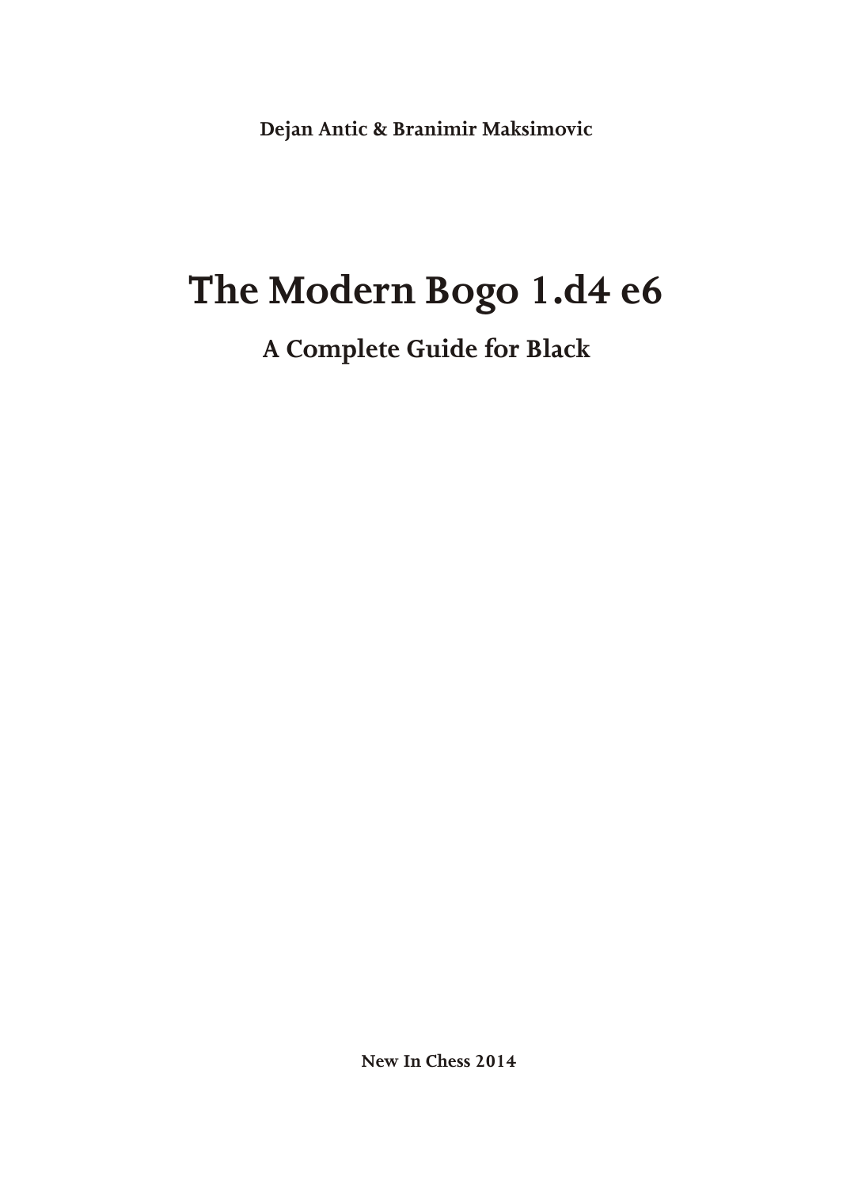**Dejan Antic & Branimir Maksimovic**

# The Modern Bogo 1.d4 e6

## A Complete Guide for Black

**New In Chess 2014**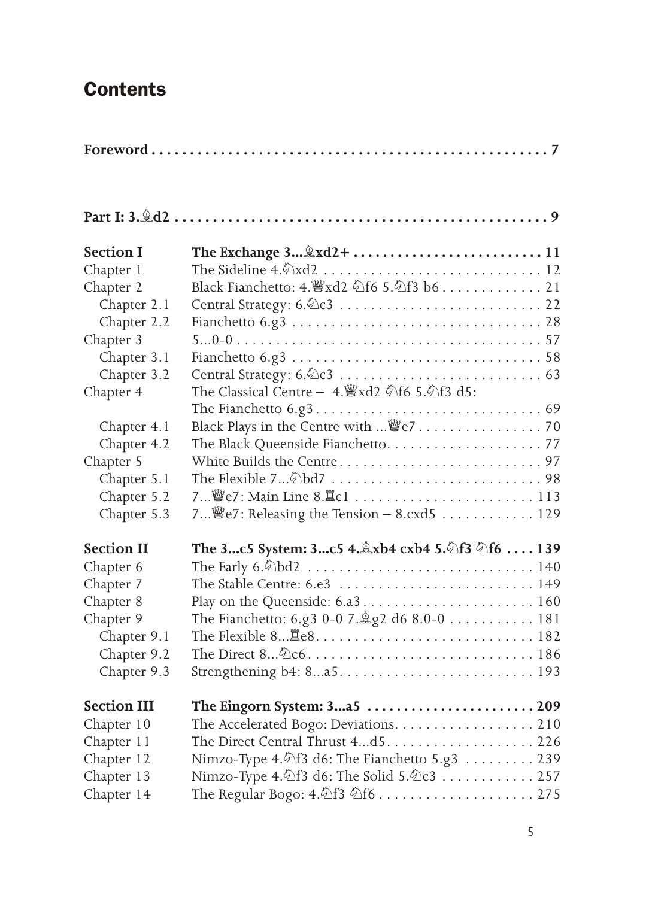# Contents

**Foreword** .......... 7

**Part I: 3.♗d2** .......... 9

| | | |
|---|---|---|
| **Section I** | **The Exchange 3...♗xd2+** | **11** |
| Chapter 1 | The Sideline 4.♘xd2 | 12 |
| Chapter 2 | Black Fianchetto: 4.♕xd2 ♘f6 5.♘f3 b6 | 21 |
| Chapter 2.1 | Central Strategy: 6.♘c3 | 22 |
| Chapter 2.2 | Fianchetto 6.g3 | 28 |
| Chapter 3 | 5...0-0 | 57 |
| Chapter 3.1 | Fianchetto 6.g3 | 58 |
| Chapter 3.2 | Central Strategy: 6.♘c3 | 63 |
| Chapter 4 | The Classical Centre – 4.♕xd2 ♘f6 5.♘f3 d5: The Fianchetto 6.g3 | 69 |
| Chapter 4.1 | Black Plays in the Centre with ...♕e7 | 70 |
| Chapter 4.2 | The Black Queenside Fianchetto | 77 |
| Chapter 5 | White Builds the Centre | 97 |
| Chapter 5.1 | The Flexible 7...♘bd7 | 98 |
| Chapter 5.2 | 7...♕e7: Main Line 8.♖c1 | 113 |
| Chapter 5.3 | 7...♕e7: Releasing the Tension – 8.cxd5 | 129 |
| **Section II** | **The 3...c5 System: 3...c5 4.♗xb4 cxb4 5.♘f3 ♘f6** | **139** |
| Chapter 6 | The Early 6.♘bd2 | 140 |
| Chapter 7 | The Stable Centre: 6.e3 | 149 |
| Chapter 8 | Play on the Queenside: 6.a3 | 160 |
| Chapter 9 | The Fianchetto: 6.g3 0-0 7.♗g2 d6 8.0-0 | 181 |
| Chapter 9.1 | The Flexible 8...♖e8 | 182 |
| Chapter 9.2 | The Direct 8...♘c6 | 186 |
| Chapter 9.3 | Strengthening b4: 8...a5 | 193 |
| **Section III** | **The Eingorn System: 3...a5** | **209** |
| Chapter 10 | The Accelerated Bogo: Deviations | 210 |
| Chapter 11 | The Direct Central Thrust 4...d5 | 226 |
| Chapter 12 | Nimzo-Type 4.♘f3 d6: The Fianchetto 5.g3 | 239 |
| Chapter 13 | Nimzo-Type 4.♘f3 d6: The Solid 5.♘c3 | 257 |
| Chapter 14 | The Regular Bogo: 4.♘f3 ♘f6 | 275 |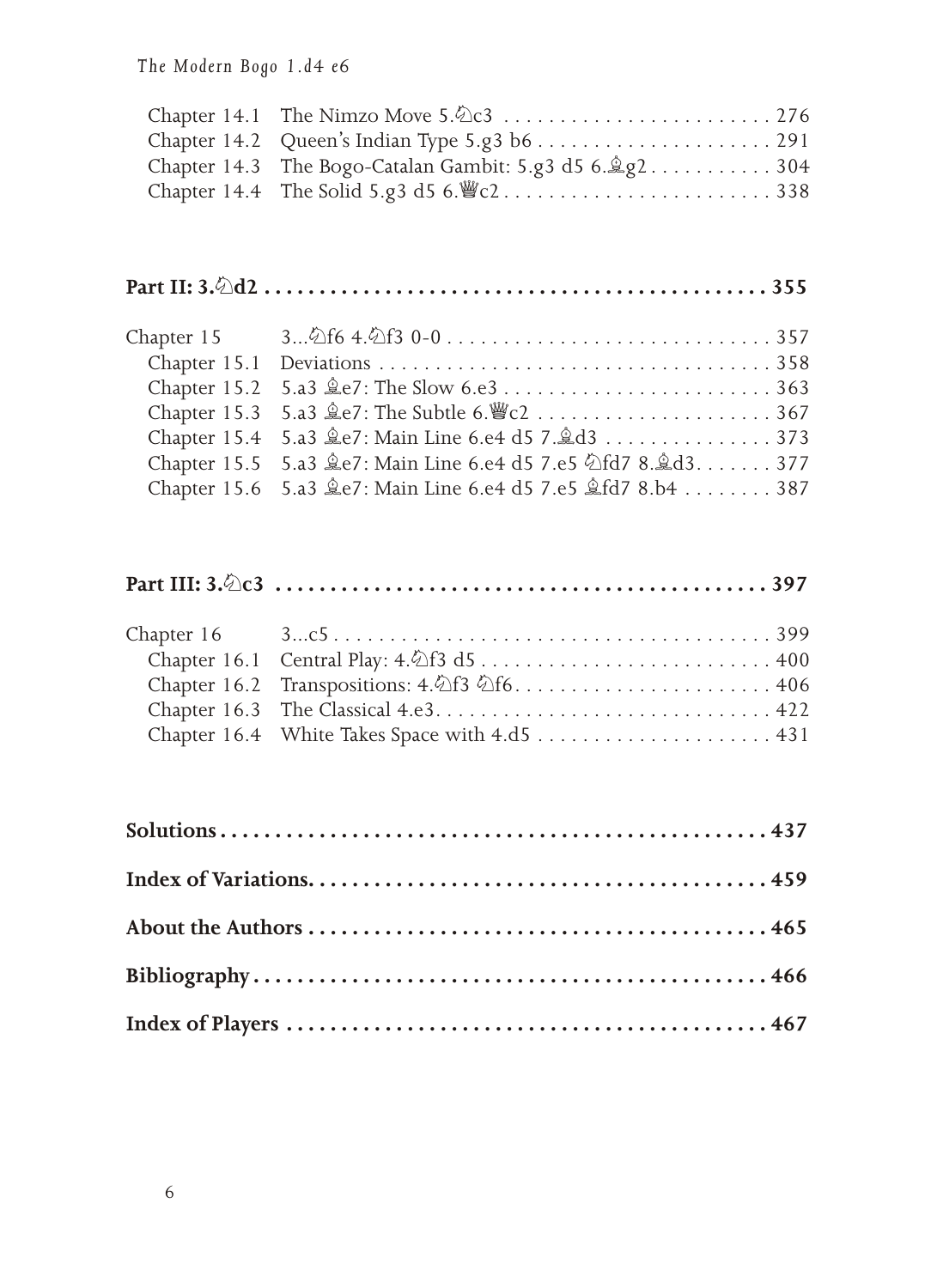| | | |
|---|---|---|
| Chapter 14.1 | The Nimzo Move 5.♘c3 | 276 |
| Chapter 14.2 | Queen's Indian Type 5.g3 b6 | 291 |
| Chapter 14.3 | The Bogo-Catalan Gambit: 5.g3 d5 6.♗g2 | 304 |
| Chapter 14.4 | The Solid 5.g3 d5 6.♕c2 | 338 |

**Part II: 3.♘d2 ... 355**

| | | |
|---|---|---|
| Chapter 15 | 3...♘f6 4.♘f3 0-0 | 357 |
| Chapter 15.1 | Deviations | 358 |
| Chapter 15.2 | 5.a3 ♗e7: The Slow 6.e3 | 363 |
| Chapter 15.3 | 5.a3 ♗e7: The Subtle 6.♕c2 | 367 |
| Chapter 15.4 | 5.a3 ♗e7: Main Line 6.e4 d5 7.♗d3 | 373 |
| Chapter 15.5 | 5.a3 ♗e7: Main Line 6.e4 d5 7.e5 ♘fd7 8.♗d3 | 377 |
| Chapter 15.6 | 5.a3 ♗e7: Main Line 6.e4 d5 7.e5 ♗fd7 8.b4 | 387 |

**Part III: 3.♘c3 ... 397**

| | | |
|---|---|---|
| Chapter 16 | 3...c5 | 399 |
| Chapter 16.1 | Central Play: 4.♘f3 d5 | 400 |
| Chapter 16.2 | Transpositions: 4.♘f3 ♘f6 | 406 |
| Chapter 16.3 | The Classical 4.e3 | 422 |
| Chapter 16.4 | White Takes Space with 4.d5 | 431 |

**Solutions ... 437**

**Index of Variations ... 459**

**About the Authors ... 465**

**Bibliography ... 466**

**Index of Players ... 467**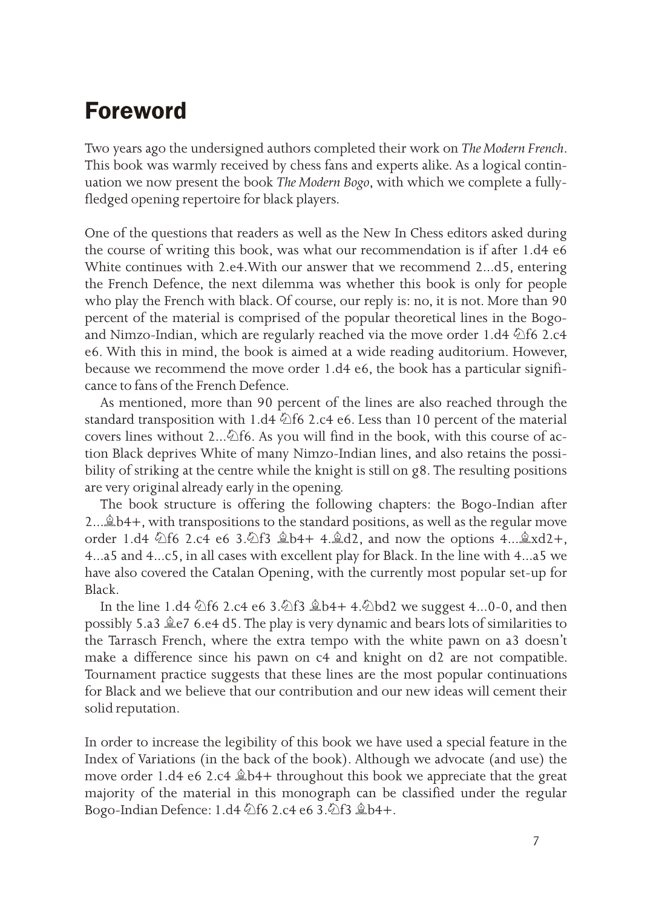# Foreword

Two years ago the undersigned authors completed their work on *The Modern French*. This book was warmly received by chess fans and experts alike. As a logical continuation we now present the book *The Modern Bogo*, with which we complete a fully-fledged opening repertoire for black players.

One of the questions that readers as well as the New In Chess editors asked during the course of writing this book, was what our recommendation is if after 1.d4 e6 White continues with 2.e4.With our answer that we recommend 2...d5, entering the French Defence, the next dilemma was whether this book is only for people who play the French with black. Of course, our reply is: no, it is not. More than 90 percent of the material is comprised of the popular theoretical lines in the Bogo- and Nimzo-Indian, which are regularly reached via the move order 1.d4 ♘f6 2.c4 e6. With this in mind, the book is aimed at a wide reading auditorium. However, because we recommend the move order 1.d4 e6, the book has a particular significance to fans of the French Defence.

As mentioned, more than 90 percent of the lines are also reached through the standard transposition with 1.d4 ♘f6 2.c4 e6. Less than 10 percent of the material covers lines without 2...♘f6. As you will find in the book, with this course of action Black deprives White of many Nimzo-Indian lines, and also retains the possibility of striking at the centre while the knight is still on g8. The resulting positions are very original already early in the opening.

The book structure is offering the following chapters: the Bogo-Indian after 2...♗b4+, with transpositions to the standard positions, as well as the regular move order 1.d4 ♘f6 2.c4 e6 3.♘f3 ♗b4+ 4.♗d2, and now the options 4...♗xd2+, 4...a5 and 4...c5, in all cases with excellent play for Black. In the line with 4...a5 we have also covered the Catalan Opening, with the currently most popular set-up for Black.

In the line 1.d4 ♘f6 2.c4 e6 3.♘f3 ♗b4+ 4.♘bd2 we suggest 4...0-0, and then possibly 5.a3 ♗e7 6.e4 d5. The play is very dynamic and bears lots of similarities to the Tarrasch French, where the extra tempo with the white pawn on a3 doesn't make a difference since his pawn on c4 and knight on d2 are not compatible. Tournament practice suggests that these lines are the most popular continuations for Black and we believe that our contribution and our new ideas will cement their solid reputation.

In order to increase the legibility of this book we have used a special feature in the Index of Variations (in the back of the book). Although we advocate (and use) the move order 1.d4 e6 2.c4 ♗b4+ throughout this book we appreciate that the great majority of the material in this monograph can be classified under the regular Bogo-Indian Defence: 1.d4 ♘f6 2.c4 e6 3.♘f3 ♗b4+.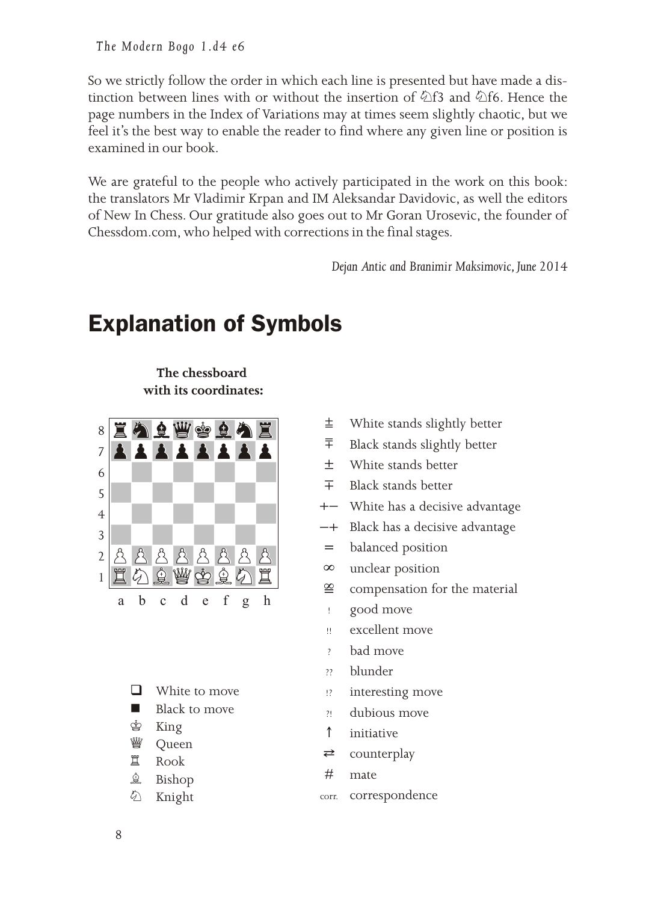So we strictly follow the order in which each line is presented but have made a distinction between lines with or without the insertion of ♘f3 and ♘f6. Hence the page numbers in the Index of Variations may at times seem slightly chaotic, but we feel it's the best way to enable the reader to find where any given line or position is examined in our book.

We are grateful to the people who actively participated in the work on this book: the translators Mr Vladimir Krpan and IM Aleksandar Davidovic, as well the editors of New In Chess. Our gratitude also goes out to Mr Goran Urosevic, the founder of Chessdom.com, who helped with corrections in the final stages.

*Dejan Antic and Branimir Maksimovic, June 2014*

# Explanation of Symbols

**The chessboard with its coordinates:**

| | a | b | c | d | e | f | g | h |
|---|---|---|---|---|---|---|---|---|
| 8 | ♜ | ♞ | ♝ | ♛ | ♚ | ♝ | ♞ | ♜ |
| 7 | ♟ | ♟ | ♟ | ♟ | ♟ | ♟ | ♟ | ♟ |
| 6 | | | | | | | | |
| 5 | | | | | | | | |
| 4 | | | | | | | | |
| 3 | | | | | | | | |
| 2 | ♙ | ♙ | ♙ | ♙ | ♙ | ♙ | ♙ | ♙ |
| 1 | ♖ | ♘ | ♗ | ♕ | ♔ | ♗ | ♘ | ♖ |

| Symbol | Meaning |
|---|---|
| ❑ | White to move |
| ■ | Black to move |
| ♔ | King |
| ♕ | Queen |
| ♖ | Rook |
| ♗ | Bishop |
| ♘ | Knight |

| Symbol | Meaning |
|---|---|
| ⩲ | White stands slightly better |
| ⩱ | Black stands slightly better |
| ± | White stands better |
| ∓ | Black stands better |
| +– | White has a decisive advantage |
| –+ | Black has a decisive advantage |
| = | balanced position |
| ∞ | unclear position |
| ≌ | compensation for the material |
| ! | good move |
| !! | excellent move |
| ? | bad move |
| ?? | blunder |
| !? | interesting move |
| ?! | dubious move |
| ↑ | initiative |
| ⇄ | counterplay |
| # | mate |
| corr. | correspondence |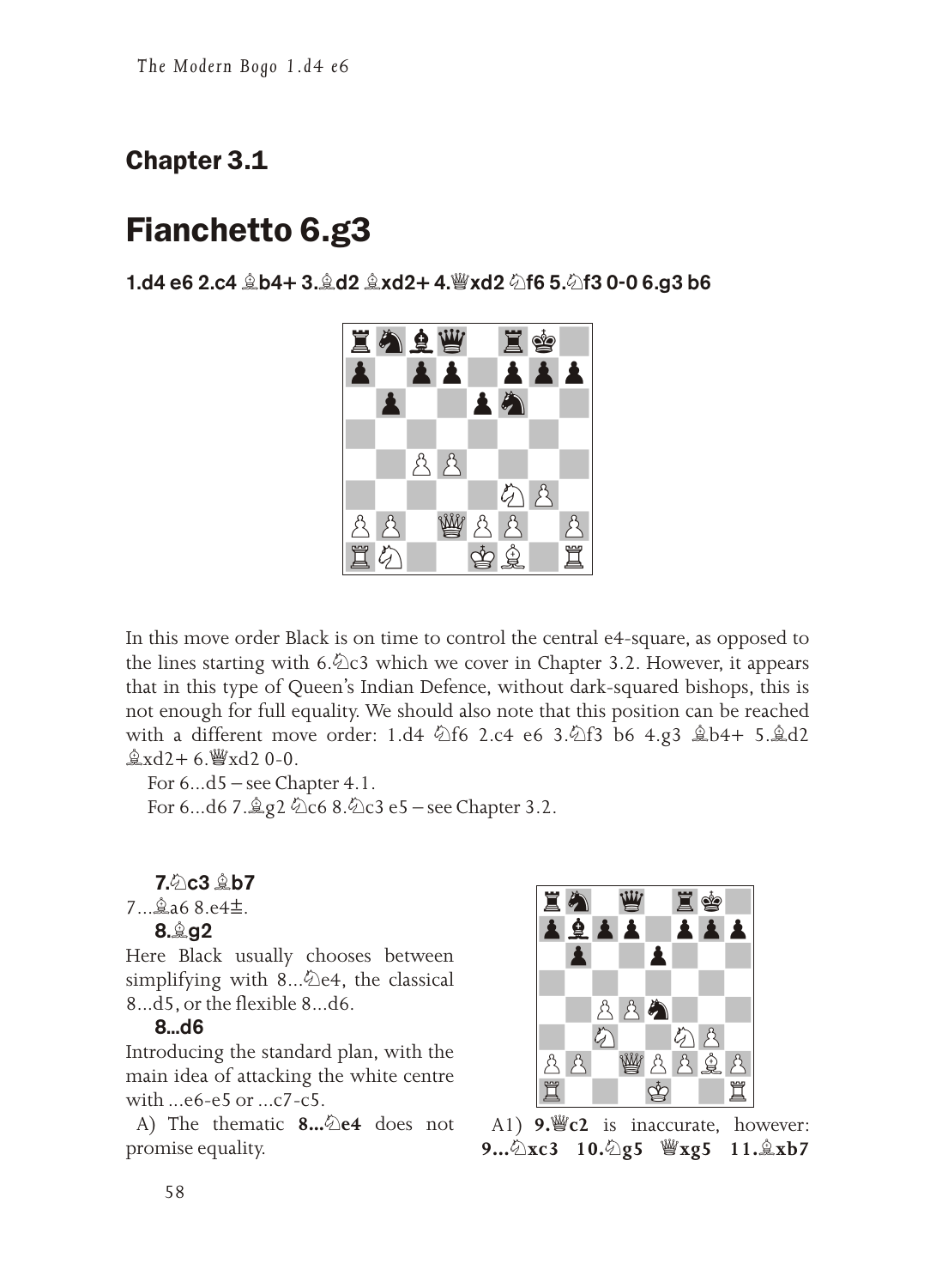## Chapter 3.1

# Fianchetto 6.g3

**1.d4 e6 2.c4 ♗b4+ 3.♗d2 ♗xd2+ 4.♕xd2 ♘f6 5.♘f3 0-0 6.g3 b6**

In this move order Black is on time to control the central e4-square, as opposed to the lines starting with 6.♘c3 which we cover in Chapter 3.2. However, it appears that in this type of Queen's Indian Defence, without dark-squared bishops, this is not enough for full equality. We should also note that this position can be reached with a different move order: 1.d4 ♘f6 2.c4 e6 3.♘f3 b6 4.g3 ♗b4+ 5.♗d2 ♗xd2+ 6.♕xd2 0-0.

For 6...d5 – see Chapter 4.1.

For 6...d6 7.♗g2 ♘c6 8.♘c3 e5 – see Chapter 3.2.

**7.♘c3 ♗b7**

7...♗a6 8.e4±.

**8.♗g2**

Here Black usually chooses between simplifying with 8...♘e4, the classical 8...d5, or the flexible 8...d6.

**8...d6**

Introducing the standard plan, with the main idea of attacking the white centre with ...e6-e5 or ...c7-c5.

A) The thematic **8...♘e4** does not promise equality.

A1) **9.♕c2** is inaccurate, however: **9...♘xc3 10.♘g5 ♕xg5 11.♗xb7**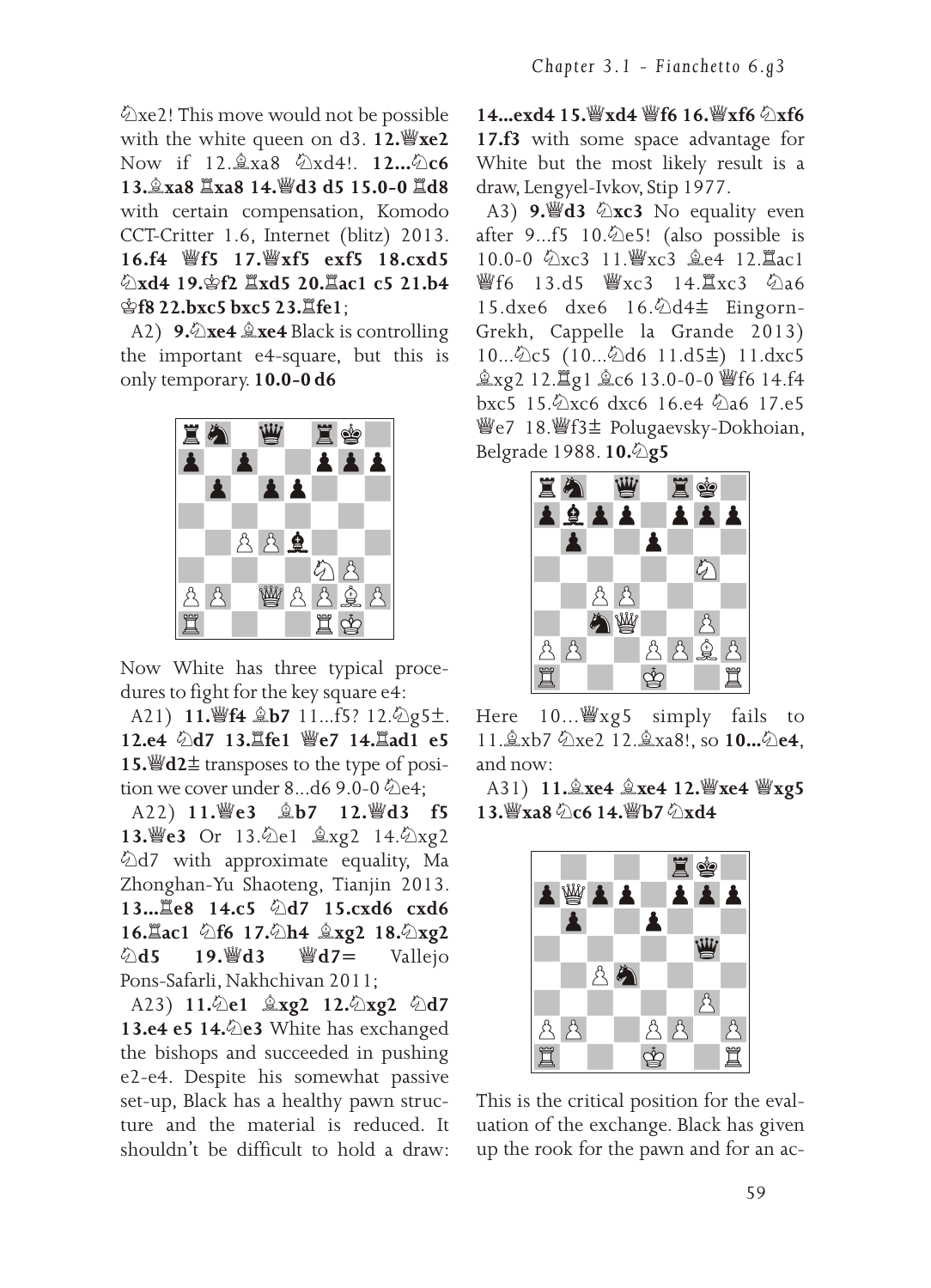♘xe2! This move would not be possible with the white queen on d3. **12.♕xe2** Now if 12.♗xa8 ♘xd4!. **12...♘c6 13.♗xa8 ♖xa8 14.♕d3 d5 15.0-0 ♖d8** with certain compensation, Komodo CCT-Critter 1.6, Internet (blitz) 2013. **16.f4 ♕f5 17.♕xf5 exf5 18.cxd5 ♘xd4 19.♔f2 ♖xd5 20.♖ac1 c5 21.b4 ♔f8 22.bxc5 bxc5 23.♖fe1**;

A2) **9.♘xe4 ♗xe4** Black is controlling the important e4-square, but this is only temporary. **10.0-0 d6**

Now White has three typical procedures to fight for the key square e4:

A21) **11.♕f4 ♗b7** 11...f5? 12.♘g5±. **12.e4 ♘d7 13.♖fe1 ♕e7 14.♖ad1 e5 15.♕d2±** transposes to the type of position we cover under 8...d6 9.0-0 ♘e4;

A22) **11.♕e3 ♗b7 12.♕d3 f5 13.♕e3** Or 13.♘e1 ♗xg2 14.♘xg2 ♘d7 with approximate equality, Ma Zhonghan-Yu Shaoteng, Tianjin 2013. **13...♖e8 14.c5 ♘d7 15.cxd6 cxd6 16.♖ac1 ♘f6 17.♘h4 ♗xg2 18.♘xg2 ♘d5 19.♕d3 ♕d7=** Vallejo Pons-Safarli, Nakhchivan 2011;

A23) **11.♘e1 ♗xg2 12.♘xg2 ♘d7 13.e4 e5 14.♘e3** White has exchanged the bishops and succeeded in pushing e2-e4. Despite his somewhat passive set-up, Black has a healthy pawn structure and the material is reduced. It shouldn't be difficult to hold a draw: **14...exd4 15.♕xd4 ♕f6 16.♕xf6 ♘xf6 17.f3** with some space advantage for White but the most likely result is a draw, Lengyel-Ivkov, Stip 1977.

A3) **9.♕d3 ♘xc3** No equality even after 9...f5 10.♘e5! (also possible is 10.0-0 ♘xc3 11.♕xc3 ♗e4 12.♖ac1 ♕f6 13.d5 ♕xc3 14.♖xc3 ♘a6 15.dxe6 dxe6 16.♘d4± Eingorn-Grekh, Cappelle la Grande 2013) 10...♘c5 (10...♘d6 11.d5±) 11.dxc5 ♗xg2 12.♖g1 ♗c6 13.0-0-0 ♕f6 14.f4 bxc5 15.♘xc6 dxc6 16.e4 ♘a6 17.e5 ♕e7 18.♕f3± Polugaevsky-Dokhoian, Belgrade 1988. **10.♘g5**

Here 10...♕xg5 simply fails to 11.♗xb7 ♘xe2 12.♗xa8!, so **10...♘e4**, and now:

A31) **11.♗xe4 ♗xe4 12.♕xe4 ♕xg5 13.♕xa8 ♘c6 14.♕b7 ♘xd4**

This is the critical position for the evaluation of the exchange. Black has given up the rook for the pawn and for an ac-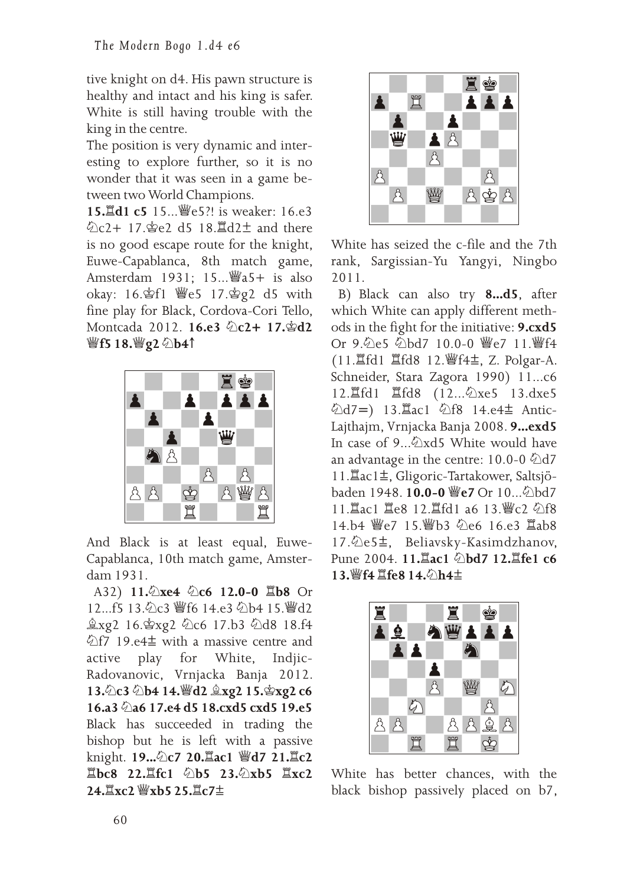tive knight on d4. His pawn structure is healthy and intact and his king is safer. White is still having trouble with the king in the centre.

The position is very dynamic and interesting to explore further, so it is no wonder that it was seen in a game between two World Champions.

**15.♖d1 c5** 15...♕e5?! is weaker: 16.e3 ♘c2+ 17.♔e2 d5 18.♖d2± and there is no good escape route for the knight, Euwe-Capablanca, 8th match game, Amsterdam 1931; 15...♕a5+ is also okay: 16.♔f1 ♕e5 17.♔g2 d5 with fine play for Black, Cordova-Cori Tello, Montcada 2012. **16.e3 ♘c2+ 17.♔d2 ♕f5 18.♕g2 ♘b4↑**

And Black is at least equal, Euwe-Capablanca, 10th match game, Amsterdam 1931.

A32) **11.♘xe4 ♘c6 12.0-0 ♖b8** Or 12...f5 13.♘c3 ♕f6 14.e3 ♘b4 15.♕d2 ♗xg2 16.♔xg2 ♘c6 17.b3 ♘d8 18.f4 ♘f7 19.e4± with a massive centre and active play for White, Indjic-Radovanovic, Vrnjacka Banja 2012. **13.♘c3 ♘b4 14.♕d2 ♗xg2 15.♔xg2 c6 16.a3 ♘a6 17.e4 d5 18.cxd5 cxd5 19.e5** Black has succeeded in trading the bishop but he is left with a passive knight. **19...♘c7 20.♖ac1 ♕d7 21.♖c2 ♖bc8 22.♖fc1 ♘b5 23.♘xb5 ♖xc2 24.♖xc2 ♕xb5 25.♖c7±**

White has seized the c-file and the 7th rank, Sargissian-Yu Yangyi, Ningbo 2011.

B) Black can also try **8...d5**, after which White can apply different methods in the fight for the initiative: **9.cxd5** Or 9.♘e5 ♘bd7 10.0-0 ♕e7 11.♕f4 (11.♖fd1 ♖fd8 12.♕f4±, Z. Polgar-A. Schneider, Stara Zagora 1990) 11...c6 12.♖fd1 ♖fd8 (12...♘xe5 13.dxe5 ♘d7=) 13.♖ac1 ♘f8 14.e4± Antic-Lajthajm, Vrnjacka Banja 2008. **9...exd5** In case of 9...♘xd5 White would have an advantage in the centre: 10.0-0 ♘d7 11.♖ac1±, Gligoric-Tartakower, Saltsjöbaden 1948. **10.0-0 ♕e7** Or 10...♘bd7 11.♖ac1 ♖e8 12.♖fd1 a6 13.♕c2 ♘f8 14.b4 ♕e7 15.♕b3 ♘e6 16.e3 ♖ab8 17.♘e5±, Beliavsky-Kasimdzhanov, Pune 2004. **11.♖ac1 ♘bd7 12.♖fe1 c6 13.♕f4 ♖fe8 14.♘h4±**

White has better chances, with the black bishop passively placed on b7,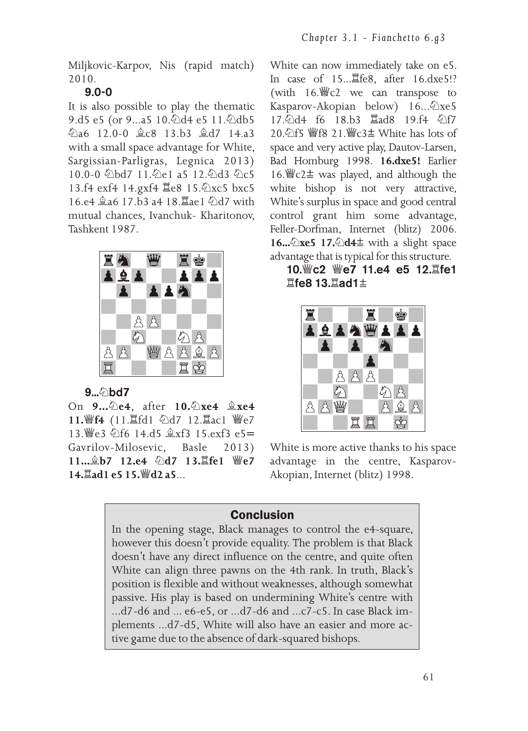Miljkovic-Karpov, Nis (rapid match) 2010.

**9.0-0**

It is also possible to play the thematic 9.d5 e5 (or 9...a5 10.♘d4 e5 11.♘db5 ♘a6 12.0-0 ♗c8 13.b3 ♗d7 14.a3 with a small space advantage for White, Sargissian-Parligras, Legnica 2013) 10.0-0 ♘bd7 11.♘e1 a5 12.♘d3 ♘c5 13.f4 exf4 14.gxf4 ♖e8 15.♘xc5 bxc5 16.e4 ♗a6 17.b3 a4 18.♖ae1 ♘d7 with mutual chances, Ivanchuk- Kharitonov, Tashkent 1987.

**9...♘bd7**

On **9...♘e4**, after **10.♘xe4 ♗xe4 11.♕f4** (11.♖fd1 ♘d7 12.♖ac1 ♕e7 13.♕e3 ♘f6 14.d5 ♗xf3 15.exf3 e5= Gavrilov-Milosevic, Basle 2013) **11...♗b7 12.e4 ♘d7 13.♖fe1 ♕e7 14.♖ad1 e5 15.♕d2 a5**...

White can now immediately take on e5. In case of 15...♖fe8, after 16.dxe5!? (with 16.♕c2 we can transpose to Kasparov-Akopian below) 16...♘xe5 17.♘d4 f6 18.b3 ♖ad8 19.f4 ♘f7 20.♘f5 ♕f8 21.♕c3± White has lots of space and very active play, Dautov-Larsen, Bad Homburg 1998. **16.dxe5!** Earlier 16.♕c2± was played, and although the white bishop is not very attractive, White's surplus in space and good central control grant him some advantage, Feller-Dorfman, Internet (blitz) 2006. **16...♘xe5 17.♘d4**± with a slight space advantage that is typical for this structure.

**10.♕c2 ♕e7 11.e4 e5 12.♖fe1 ♖fe8 13.♖ad1**±

White is more active thanks to his space advantage in the centre, Kasparov-Akopian, Internet (blitz) 1998.

## Conclusion

In the opening stage, Black manages to control the e4-square, however this doesn't provide equality. The problem is that Black doesn't have any direct influence on the centre, and quite often White can align three pawns on the 4th rank. In truth, Black's position is flexible and without weaknesses, although somewhat passive. His play is based on undermining White's centre with ...d7-d6 and ... e6-e5, or ...d7-d6 and ...c7-c5. In case Black implements ...d7-d5, White will also have an easier and more active game due to the absence of dark-squared bishops.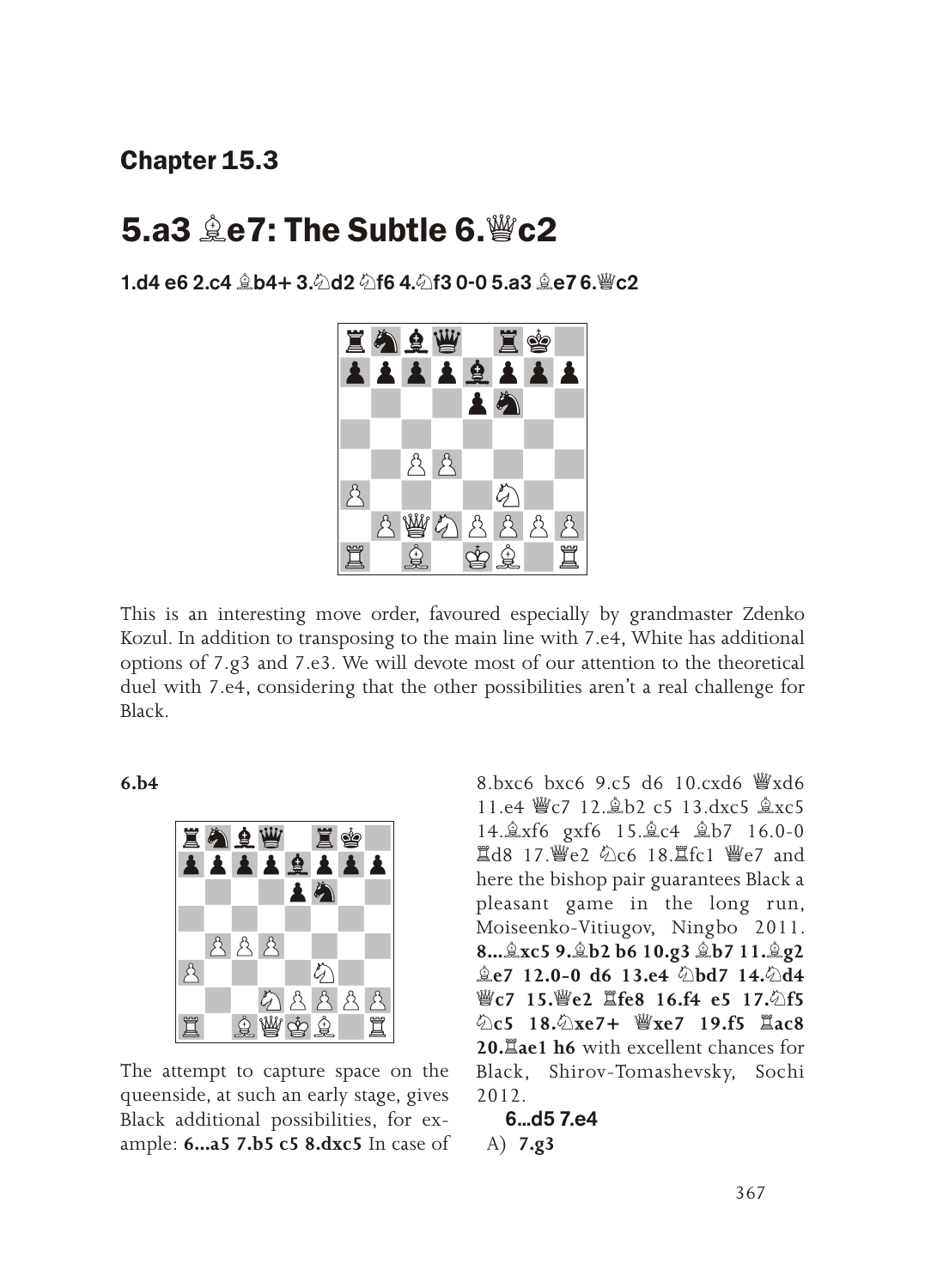## Chapter 15.3

# 5.a3 ♗e7: The Subtle 6.♕c2

**1.d4 e6 2.c4 ♗b4+ 3.♘d2 ♘f6 4.♘f3 0-0 5.a3 ♗e7 6.♕c2**

This is an interesting move order, favoured especially by grandmaster Zdenko Kozul. In addition to transposing to the main line with 7.e4, White has additional options of 7.g3 and 7.e3. We will devote most of our attention to the theoretical duel with 7.e4, considering that the other possibilities aren't a real challenge for Black.

**6.b4**

The attempt to capture space on the queenside, at such an early stage, gives Black additional possibilities, for example: **6...a5 7.b5 c5 8.dxc5** In case of 8.bxc6 bxc6 9.c5 d6 10.cxd6 ♕xd6 11.e4 ♕c7 12.♗b2 c5 13.dxc5 ♗xc5 14.♗xf6 gxf6 15.♗c4 ♗b7 16.0-0 ♖d8 17.♕e2 ♘c6 18.♖fc1 ♕e7 and here the bishop pair guarantees Black a pleasant game in the long run, Moiseenko-Vitiugov, Ningbo 2011. **8...♗xc5 9.♗b2 b6 10.g3 ♗b7 11.♗g2 ♗e7 12.0-0 d6 13.e4 ♘bd7 14.♘d4 ♕c7 15.♕e2 ♖fe8 16.f4 e5 17.♘f5 ♘c5 18.♘xe7+ ♕xe7 19.f5 ♖ac8 20.♖ae1 h6** with excellent chances for Black, Shirov-Tomashevsky, Sochi 2012.

**6...d5 7.e4**

A) **7.g3**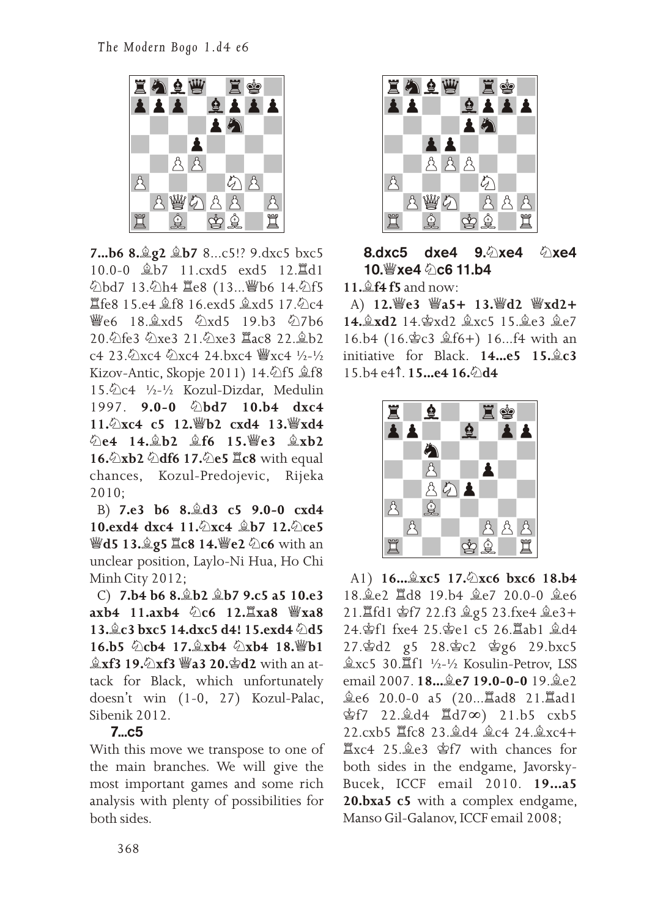**7...b6 8.♗g2 ♗b7** 8...c5!? 9.dxc5 bxc5 10.0-0 ♗b7 11.cxd5 exd5 12.♖d1 ♘bd7 13.♘h4 ♖e8 (13...♕b6 14.♘f5 ♖fe8 15.e4 ♗f8 16.exd5 ♗xd5 17.♘c4 ♕e6 18.♗xd5 ♘xd5 19.b3 ♘7b6 20.♘fe3 ♘xe3 21.♘xe3 ♖ac8 22.♗b2 c4 23.♘xc4 ♘xc4 24.bxc4 ♕xc4 ½-½ Kizov-Antic, Skopje 2011) 14.♘f5 ♗f8 15.♘c4 ½-½ Kozul-Dizdar, Medulin 1997. **9.0-0 ♘bd7 10.b4 dxc4 11.♘xc4 c5 12.♕b2 cxd4 13.♕xd4 ♘e4 14.♗b2 ♗f6 15.♕e3 ♗xb2 16.♘xb2 ♘df6 17.♘e5 ♖c8** with equal chances, Kozul-Predojevic, Rijeka 2010;

B) **7.e3 b6 8.♗d3 c5 9.0-0 cxd4 10.exd4 dxc4 11.♘xc4 ♗b7 12.♘ce5 ♕d5 13.♗g5 ♖c8 14.♕e2 ♘c6** with an unclear position, Laylo-Ni Hua, Ho Chi Minh City 2012;

C) **7.b4 b6 8.♗b2 ♗b7 9.c5 a5 10.e3 axb4 11.axb4 ♘c6 12.♖xa8 ♕xa8 13.♗c3 bxc5 14.dxc5 d4! 15.exd4 ♘d5 16.b5 ♘cb4 17.♗xb4 ♘xb4 18.♕b1 ♗xf3 19.♘xf3 ♕a3 20.♔d2** with an attack for Black, which unfortunately doesn't win (1-0, 27) Kozul-Palac, Sibenik 2012.

**7...c5**

With this move we transpose to one of the main branches. We will give the most important games and some rich analysis with plenty of possibilities for both sides.

**8.dxc5 dxe4 9.♘xe4 ♘xe4 10.♕xe4 ♘c6 11.b4**

**11.♗f4 f5** and now:

A) **12.♕e3 ♕a5+ 13.♕d2 ♕xd2+ 14.♗xd2** 14.♔xd2 ♗xc5 15.♗e3 ♗e7 16.b4 (16.♔c3 ♗f6+) 16...f4 with an initiative for Black. **14...e5 15.♗c3** 15.b4 e4↑. **15...e4 16.♘d4**

A1) **16...♗xc5 17.♘xc6 bxc6 18.b4** 18.♗e2 ♖d8 19.b4 ♗e7 20.0-0 ♗e6 21.♖fd1 ♔f7 22.f3 ♗g5 23.fxe4 ♗e3+ 24.♔f1 fxe4 25.♔e1 c5 26.♖ab1 ♗d4 27.♔d2 g5 28.♔c2 ♔g6 29.bxc5 ♗xc5 30.♖f1 ½-½ Kosulin-Petrov, LSS email 2007. **18...♗e7 19.0-0-0** 19.♗e2 ♗e6 20.0-0 a5 (20...♖ad8 21.♖ad1 ♔f7 22.♗d4 ♖d7∞) 21.b5 cxb5 22.cxb5 ♖fc8 23.♗d4 ♗c4 24.♗xc4+ ♖xc4 25.♗e3 ♔f7 with chances for both sides in the endgame, Javorsky-Bucek, ICCF email 2010. **19...a5 20.bxa5 c5** with a complex endgame, Manso Gil-Galanov, ICCF email 2008;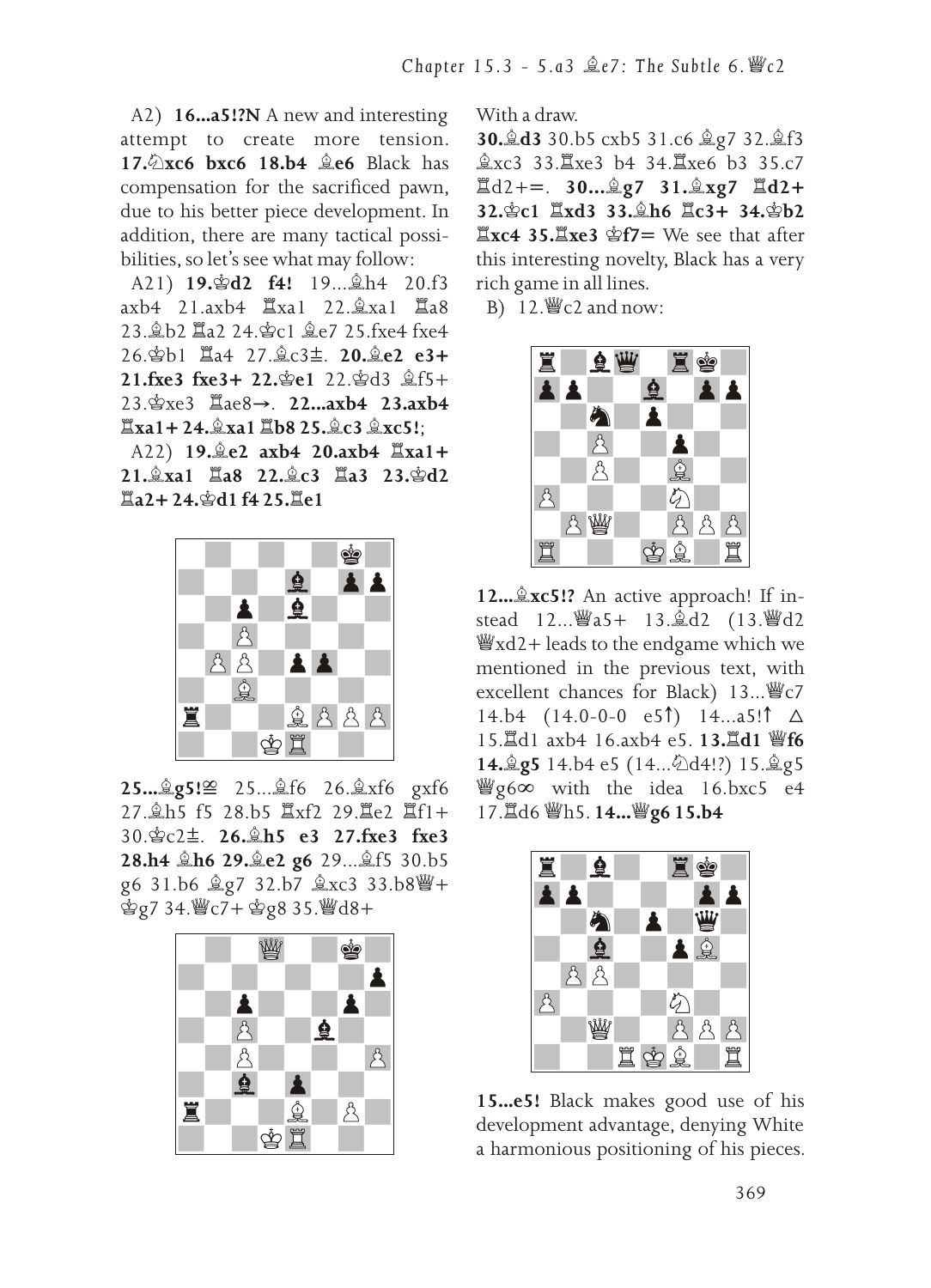A2) **16...a5!?N** A new and interesting attempt to create more tension. **17.♘xc6 bxc6 18.b4 ♗e6** Black has compensation for the sacrificed pawn, due to his better piece development. In addition, there are many tactical possibilities, so let's see what may follow:

A21) **19.♔d2 f4!** 19...♗h4 20.f3 axb4 21.axb4 ♖xa1 22.♗xa1 ♖a8 23.♗b2 ♖a2 24.♔c1 ♗e7 25.fxe4 fxe4 26.♔b1 ♖a4 27.♗c3±. **20.♗e2 e3+ 21.fxe3 fxe3+ 22.♔e1** 22.♔d3 ♗f5+ 23.♔xe3 ♖ae8→. **22...axb4 23.axb4 ♖xa1+ 24.♗xa1 ♖b8 25.♗c3 ♗xc5!**;

A22) **19.♗e2 axb4 20.axb4 ♖xa1+ 21.♗xa1 ♖a8 22.♗c3 ♖a3 23.♔d2 ♖a2+ 24.♔d1 f4 25.♖e1**

**25...♗g5!⩱** 25...♗f6 26.♗xf6 gxf6 27.♗h5 f5 28.b5 ♖xf2 29.♖e2 ♖f1+ 30.♔c2±. **26.♗h5 e3 27.fxe3 fxe3 28.h4 ♗h6 29.♗e2 g6** 29...♗f5 30.b5 g6 31.b6 ♗g7 32.b7 ♗xc3 33.b8♕+ ♔g7 34.♕c7+ ♔g8 35.♕d8+

With a draw.

**30.♗d3** 30.b5 cxb5 31.c6 ♗g7 32.♗f3 ♗xc3 33.♖xe3 b4 34.♖xe6 b3 35.c7 ♖d2+=. **30...♗g7 31.♗xg7 ♖d2+ 32.♔c1 ♖xd3 33.♗h6 ♖c3+ 34.♔b2 ♖xc4 35.♖xe3 ♔f7=** We see that after this interesting novelty, Black has a very rich game in all lines.

B) 12.♕c2 and now:

**12...♗xc5!?** An active approach! If instead 12...♕a5+ 13.♗d2 (13.♕d2 ♕xd2+ leads to the endgame which we mentioned in the previous text, with excellent chances for Black) 13...♕c7 14.b4 (14.0-0-0 e5↑) 14...a5!↑ △ 15.♖d1 axb4 16.axb4 e5. **13.♖d1 ♕f6 14.♗g5** 14.b4 e5 (14...♘d4!?) 15.♗g5 ♕g6∞ with the idea 16.bxc5 e4 17.♖d6 ♕h5. **14...♕g6 15.b4**

**15...e5!** Black makes good use of his development advantage, denying White a harmonious positioning of his pieces.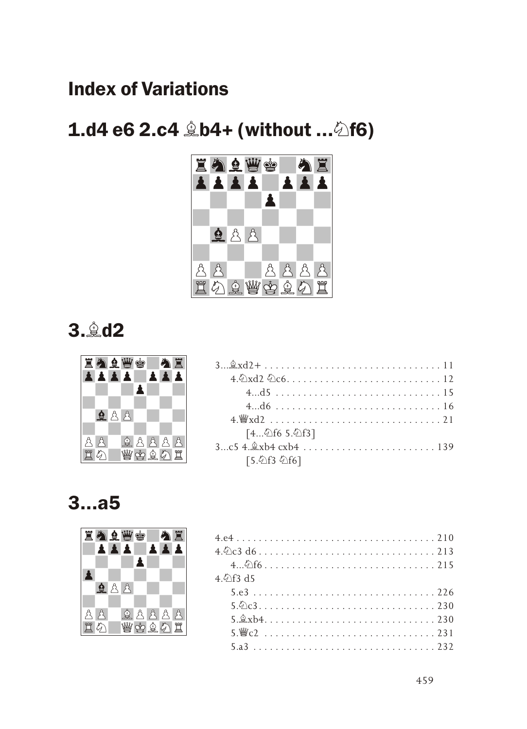# Index of Variations

## 1.d4 e6 2.c4 ♗b4+ (without ...♘f6)

## 3.♗d2

3...♗xd2+ . . . . . . . . . . . . . . . . . . . . . . . . . . . . . . . 11
    4.♘xd2 ♘c6 . . . . . . . . . . . . . . . . . . . . . . . . . . . . 12
        4...d5 . . . . . . . . . . . . . . . . . . . . . . . . . . . . . 15
        4...d6 . . . . . . . . . . . . . . . . . . . . . . . . . . . . . 16
    4.♕xd2 . . . . . . . . . . . . . . . . . . . . . . . . . . . . . . 21
        [4...♘f6 5.♘f3]
3...c5 4.♗xb4 cxb4 . . . . . . . . . . . . . . . . . . . . . . . . 139
        [5.♘f3 ♘f6]

## 3...a5

4.e4 . . . . . . . . . . . . . . . . . . . . . . . . . . . . . . . . . . 210
4.♘c3 d6 . . . . . . . . . . . . . . . . . . . . . . . . . . . . . . . 213
    4...♘f6 . . . . . . . . . . . . . . . . . . . . . . . . . . . . . . 215
4.♘f3 d5
    5.e3 . . . . . . . . . . . . . . . . . . . . . . . . . . . . . . . . 226
    5.♘c3 . . . . . . . . . . . . . . . . . . . . . . . . . . . . . . . 230
    5.♗xb4 . . . . . . . . . . . . . . . . . . . . . . . . . . . . . . 230
    5.♕c2 . . . . . . . . . . . . . . . . . . . . . . . . . . . . . . . 231
    5.a3 . . . . . . . . . . . . . . . . . . . . . . . . . . . . . . . . 232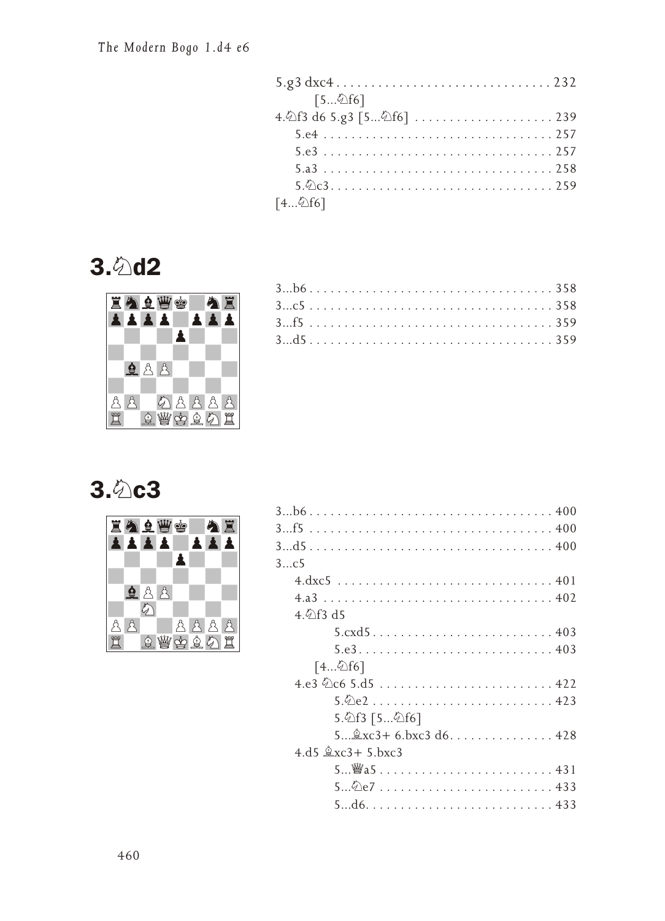5.g3 dxc4 . . . . . . . . . . . . . . . . . . . . . . . . . . . . . . 232
    [5...♘f6]
4.♘f3 d6 5.g3 [5...♘f6] . . . . . . . . . . . . . . . . . . . . 239
  5.e4 . . . . . . . . . . . . . . . . . . . . . . . . . . . . . . . . 257
  5.e3 . . . . . . . . . . . . . . . . . . . . . . . . . . . . . . . . 257
  5.a3 . . . . . . . . . . . . . . . . . . . . . . . . . . . . . . . . 258
  5.♘c3 . . . . . . . . . . . . . . . . . . . . . . . . . . . . . . . 259
[4...♘f6]

## 3.♘d2

3...b6 . . . . . . . . . . . . . . . . . . . . . . . . . . . . . . . . . . 358
3...c5 . . . . . . . . . . . . . . . . . . . . . . . . . . . . . . . . . . 358
3...f5 . . . . . . . . . . . . . . . . . . . . . . . . . . . . . . . . . . 359
3...d5 . . . . . . . . . . . . . . . . . . . . . . . . . . . . . . . . . . 359

## 3.♘c3

3...b6 . . . . . . . . . . . . . . . . . . . . . . . . . . . . . . . . . . 400
3...f5 . . . . . . . . . . . . . . . . . . . . . . . . . . . . . . . . . . 400
3...d5 . . . . . . . . . . . . . . . . . . . . . . . . . . . . . . . . . . 400
3...c5
  4.dxc5 . . . . . . . . . . . . . . . . . . . . . . . . . . . . . . 401
  4.a3 . . . . . . . . . . . . . . . . . . . . . . . . . . . . . . . . 402
  4.♘f3 d5
    5.cxd5 . . . . . . . . . . . . . . . . . . . . . . . . . . 403
    5.e3 . . . . . . . . . . . . . . . . . . . . . . . . . . . . 403
   [4...♘f6]
  4.e3 ♘c6 5.d5 . . . . . . . . . . . . . . . . . . . . . . . . . 422
    5.♘e2 . . . . . . . . . . . . . . . . . . . . . . . . . . 423
    5.♘f3 [5...♘f6]
    5...♗xc3+ 6.bxc3 d6. . . . . . . . . . . . . . . 428
  4.d5 ♗xc3+ 5.bxc3
    5...♕a5 . . . . . . . . . . . . . . . . . . . . . . . . . 431
    5...♘e7 . . . . . . . . . . . . . . . . . . . . . . . . . 433
    5...d6. . . . . . . . . . . . . . . . . . . . . . . . . . . 433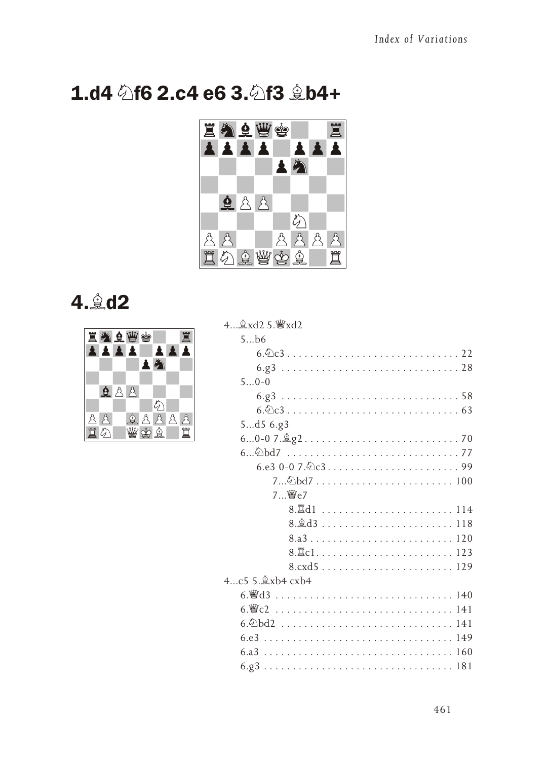# 1.d4 ♘f6 2.c4 e6 3.♘f3 ♗b4+

# 4.♗d2

4...♗xd2 5.♕xd2

- 5...b6
  - 6.♘c3 .............................. 22
  - 6.g3 .............................. 28
- 5...0-0
  - 6.g3 .............................. 58
  - 6.♘c3 .............................. 63
- 5...d5 6.g3
  - 6...0-0 7.♗g2 .............................. 70
  - 6...♘bd7 .............................. 77
  - 6.e3 0-0 7.♘c3 .............................. 99
    - 7...♘bd7 .............................. 100
    - 7...♕e7
      - 8.♖d1 .............................. 114
      - 8.♗d3 .............................. 118
      - 8.a3 .............................. 120
      - 8.♖c1 .............................. 123
      - 8.cxd5 .............................. 129

4...c5 5.♗xb4 cxb4

- 6.♕d3 .............................. 140
- 6.♕c2 .............................. 141
- 6.♘bd2 .............................. 141
- 6.e3 .............................. 149
- 6.a3 .............................. 160
- 6.g3 .............................. 181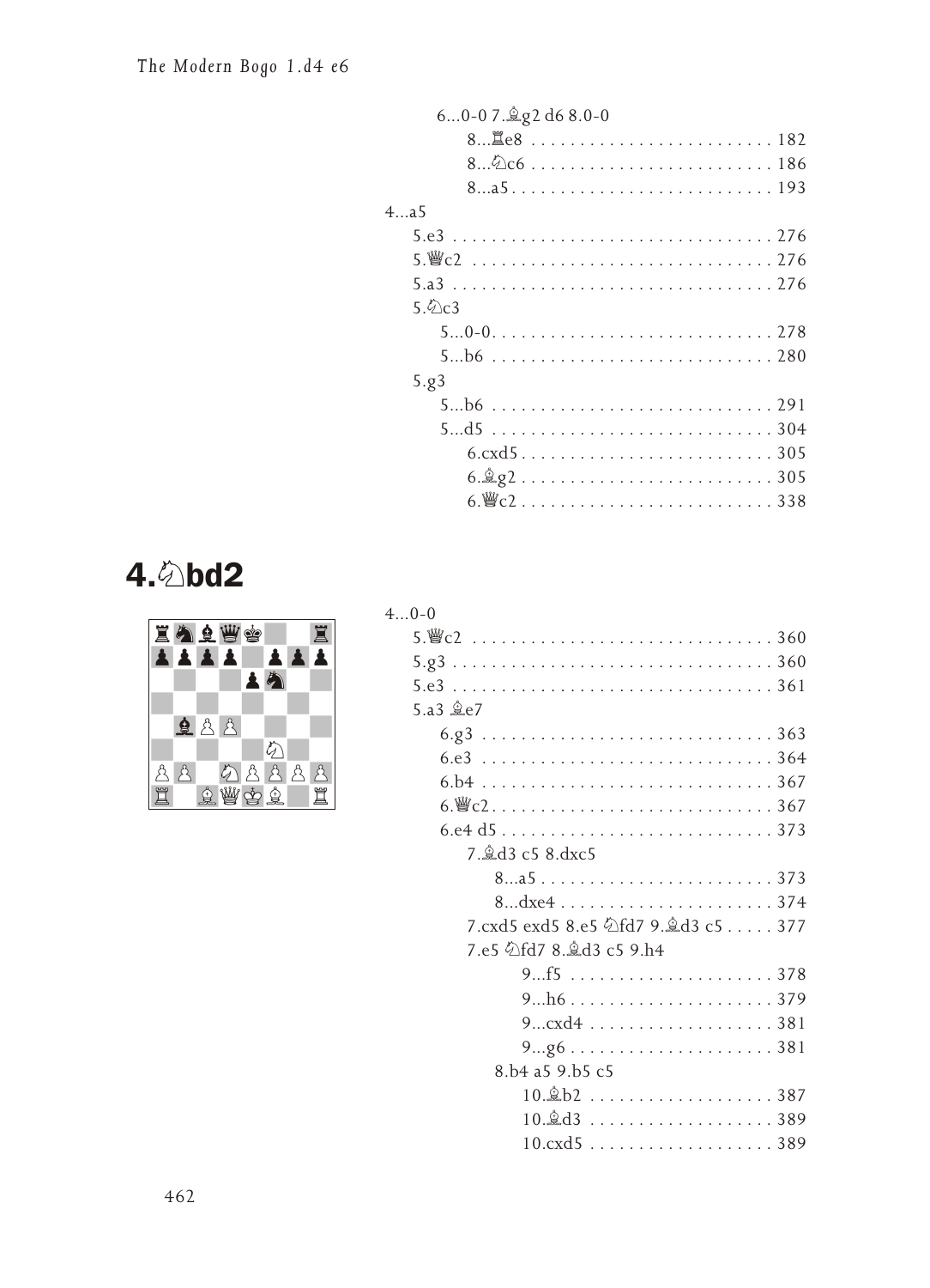6...0-0 7.♗g2 d6 8.0-0

- 8...♖e8 . . . . . . . . . . . . . . . . . . . . . . . . . 182
- 8...♘c6 . . . . . . . . . . . . . . . . . . . . . . . . . 186
- 8...a5 . . . . . . . . . . . . . . . . . . . . . . . . . . 193

4...a5

- 5.e3 . . . . . . . . . . . . . . . . . . . . . . . . . . . . . . . . 276
- 5.♕c2 . . . . . . . . . . . . . . . . . . . . . . . . . . . . . . 276
- 5.a3 . . . . . . . . . . . . . . . . . . . . . . . . . . . . . . . . 276
- 5.♘c3
  - 5...0-0 . . . . . . . . . . . . . . . . . . . . . . . . . . . . 278
  - 5...b6 . . . . . . . . . . . . . . . . . . . . . . . . . . . . 280
- 5.g3
  - 5...b6 . . . . . . . . . . . . . . . . . . . . . . . . . . . . 291
  - 5...d5 . . . . . . . . . . . . . . . . . . . . . . . . . . . . 304
    - 6.cxd5 . . . . . . . . . . . . . . . . . . . . . . . . . . 305
    - 6.♗g2 . . . . . . . . . . . . . . . . . . . . . . . . . . 305
    - 6.♕c2 . . . . . . . . . . . . . . . . . . . . . . . . . . 338

## 4.♘bd2

4...0-0

- 5.♕c2 . . . . . . . . . . . . . . . . . . . . . . . . . . . . . . 360
- 5.g3 . . . . . . . . . . . . . . . . . . . . . . . . . . . . . . . . 360
- 5.e3 . . . . . . . . . . . . . . . . . . . . . . . . . . . . . . . . 361
- 5.a3 ♗e7
  - 6.g3 . . . . . . . . . . . . . . . . . . . . . . . . . . . . . 363
  - 6.e3 . . . . . . . . . . . . . . . . . . . . . . . . . . . . . 364
  - 6.b4 . . . . . . . . . . . . . . . . . . . . . . . . . . . . . 367
  - 6.♕c2 . . . . . . . . . . . . . . . . . . . . . . . . . . . . 367
  - 6.e4 d5 . . . . . . . . . . . . . . . . . . . . . . . . . . 373
    - 7.♗d3 c5 8.dxc5
      - 8...a5 . . . . . . . . . . . . . . . . . . . . . . . . 373
      - 8...dxe4 . . . . . . . . . . . . . . . . . . . . . . 374
    - 7.cxd5 exd5 8.e5 ♘fd7 9.♗d3 c5 . . . . . 377
    - 7.e5 ♘fd7 8.♗d3 c5 9.h4
      - 9...f5 . . . . . . . . . . . . . . . . . . . . . 378
      - 9...h6 . . . . . . . . . . . . . . . . . . . . . 379
      - 9...cxd4 . . . . . . . . . . . . . . . . . . . 381
      - 9...g6 . . . . . . . . . . . . . . . . . . . . . 381
    - 8.b4 a5 9.b5 c5
      - 10.♗b2 . . . . . . . . . . . . . . . . . . . 387
      - 10.♗d3 . . . . . . . . . . . . . . . . . . . 389
      - 10.cxd5 . . . . . . . . . . . . . . . . . . . 389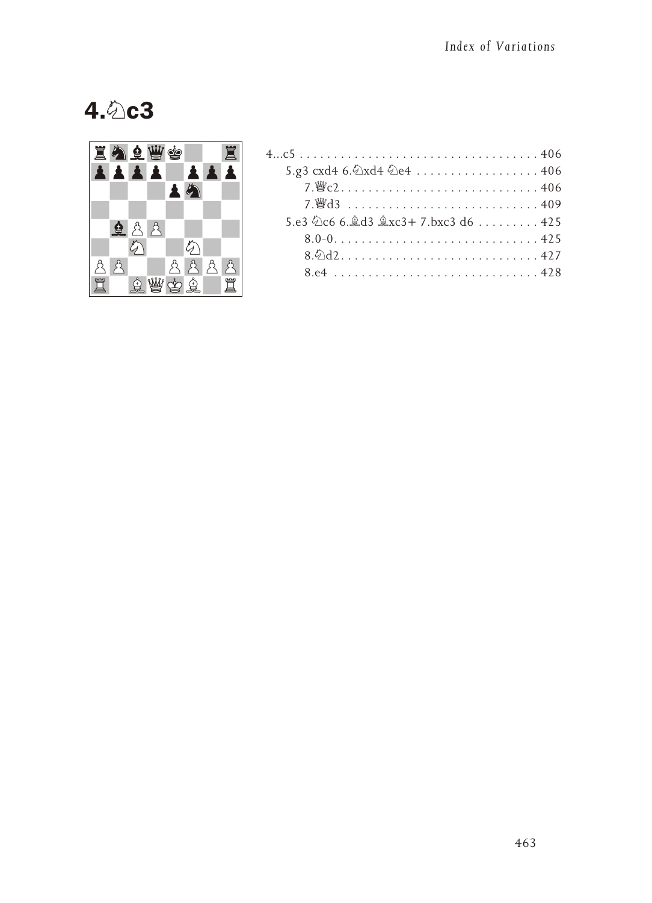# 4.♘c3

4...c5 . . . . . . . . . . . . . . . . . . . . . . . . . . . . . . . . . . . 406

5.g3 cxd4 6.♘xd4 ♘e4 . . . . . . . . . . . . . . . . . . 406

7.♕c2. . . . . . . . . . . . . . . . . . . . . . . . . . . . . 406

7.♕d3 . . . . . . . . . . . . . . . . . . . . . . . . . . . . 409

5.e3 ♘c6 6.♗d3 ♗xc3+ 7.bxc3 d6 . . . . . . . . . 425

8.0-0. . . . . . . . . . . . . . . . . . . . . . . . . . . . . . 425

8.♘d2. . . . . . . . . . . . . . . . . . . . . . . . . . . . . 427

8.e4 . . . . . . . . . . . . . . . . . . . . . . . . . . . . . . 428